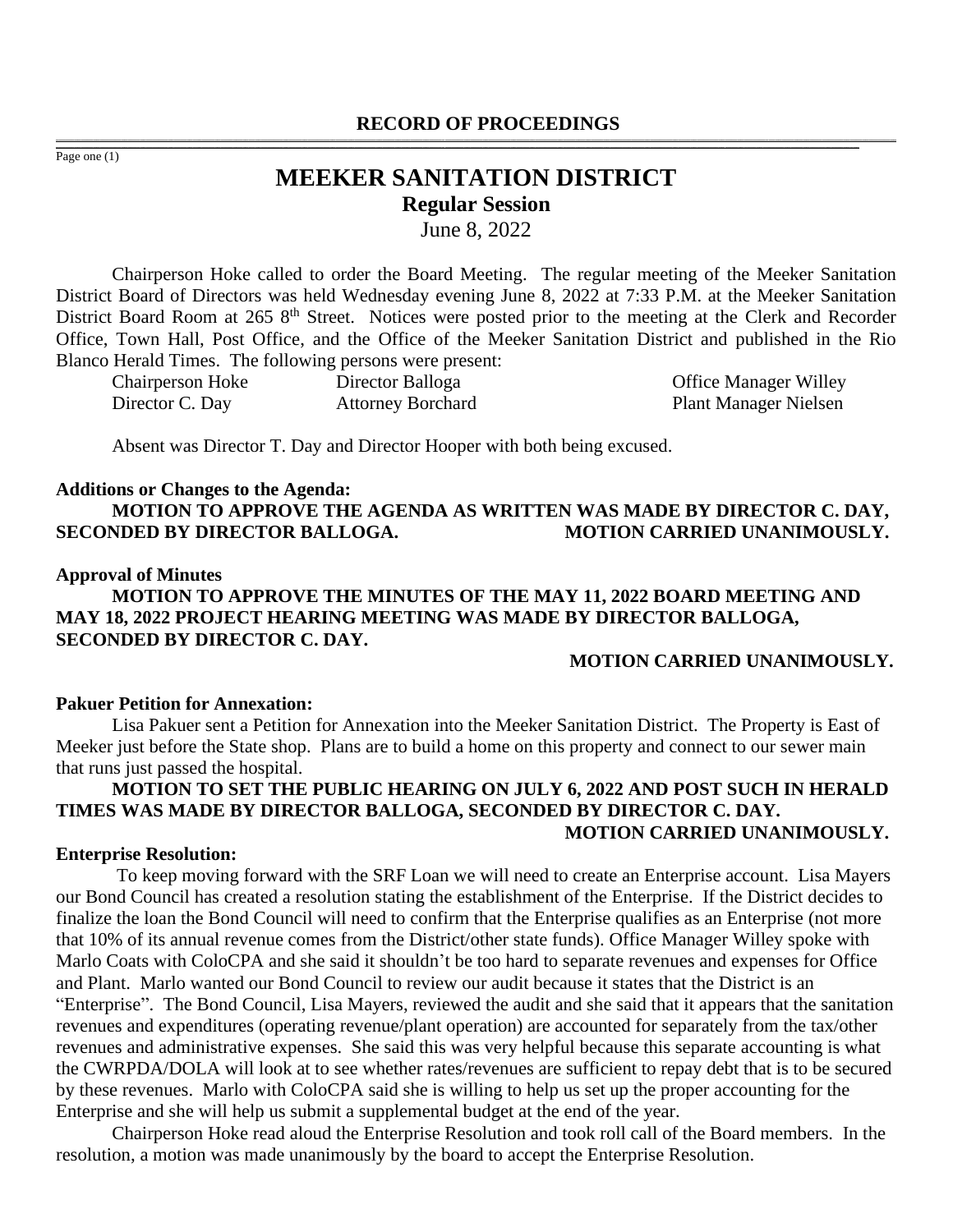**RECORD OF PROCEEDINGS**

Page one (1)

# MEEKER SANITATION DISTRICT

## Regular Session

June 8, 2022

Chairperson Hoke called to order the Board Meeting. The regular meeting of the Meeker Sanitation District Board of Directors was held Wednesday evening June 8, 2022 at 7:33 P.M. at the Meeker Sanitation District Board Room at 265 8th Street. Notices were posted prior to the meeting at the Clerk and Recorder Office, Town Hall, Post Office, and the Office of the Meeker Sanitation District and published in the Rio Blanco Herald Times. The following persons were present:

| | | |
|---|---|---|
| Chairperson Hoke | Director Balloga | Office Manager Willey |
| Director C. Day | Attorney Borchard | Plant Manager Nielsen |

Absent was Director T. Day and Director Hooper with both being excused.

**Additions or Changes to the Agenda:**

**MOTION TO APPROVE THE AGENDA AS WRITTEN WAS MADE BY DIRECTOR C. DAY, SECONDED BY DIRECTOR BALLOGA. MOTION CARRIED UNANIMOUSLY.**

**Approval of Minutes**

**MOTION TO APPROVE THE MINUTES OF THE MAY 11, 2022 BOARD MEETING AND MAY 18, 2022 PROJECT HEARING MEETING WAS MADE BY DIRECTOR BALLOGA, SECONDED BY DIRECTOR C. DAY.**

**MOTION CARRIED UNANIMOUSLY.**

**Pakuer Petition for Annexation:**

Lisa Pakuer sent a Petition for Annexation into the Meeker Sanitation District. The Property is East of Meeker just before the State shop. Plans are to build a home on this property and connect to our sewer main that runs just passed the hospital.

**MOTION TO SET THE PUBLIC HEARING ON JULY 6, 2022 AND POST SUCH IN HERALD TIMES WAS MADE BY DIRECTOR BALLOGA, SECONDED BY DIRECTOR C. DAY. MOTION CARRIED UNANIMOUSLY.**

**Enterprise Resolution:**

To keep moving forward with the SRF Loan we will need to create an Enterprise account. Lisa Mayers our Bond Council has created a resolution stating the establishment of the Enterprise. If the District decides to finalize the loan the Bond Council will need to confirm that the Enterprise qualifies as an Enterprise (not more that 10% of its annual revenue comes from the District/other state funds). Office Manager Willey spoke with Marlo Coats with ColoCPA and she said it shouldn't be too hard to separate revenues and expenses for Office and Plant. Marlo wanted our Bond Council to review our audit because it states that the District is an "Enterprise". The Bond Council, Lisa Mayers, reviewed the audit and she said that it appears that the sanitation revenues and expenditures (operating revenue/plant operation) are accounted for separately from the tax/other revenues and administrative expenses. She said this was very helpful because this separate accounting is what the CWRPDA/DOLA will look at to see whether rates/revenues are sufficient to repay debt that is to be secured by these revenues. Marlo with ColoCPA said she is willing to help us set up the proper accounting for the Enterprise and she will help us submit a supplemental budget at the end of the year.

Chairperson Hoke read aloud the Enterprise Resolution and took roll call of the Board members. In the resolution, a motion was made unanimously by the board to accept the Enterprise Resolution.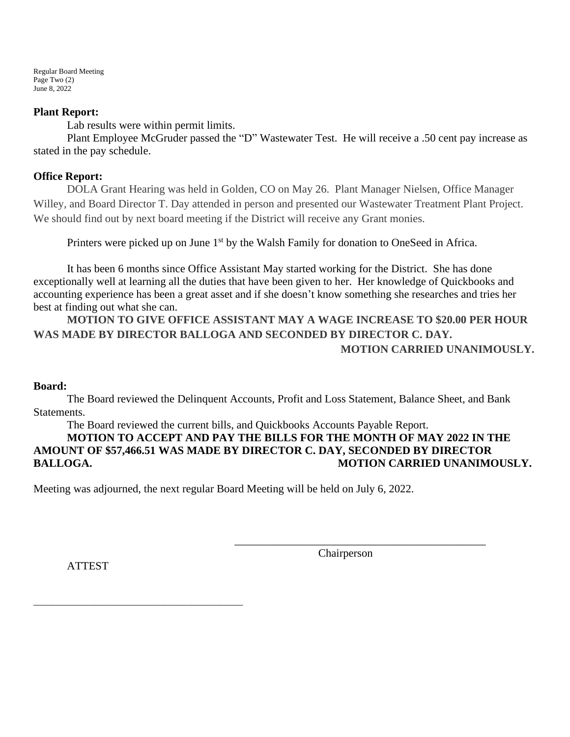**Plant Report:**

Lab results were within permit limits.

Plant Employee McGruder passed the "D" Wastewater Test. He will receive a .50 cent pay increase as stated in the pay schedule.

**Office Report:**

DOLA Grant Hearing was held in Golden, CO on May 26. Plant Manager Nielsen, Office Manager Willey, and Board Director T. Day attended in person and presented our Wastewater Treatment Plant Project. We should find out by next board meeting if the District will receive any Grant monies.

Printers were picked up on June 1st by the Walsh Family for donation to OneSeed in Africa.

It has been 6 months since Office Assistant May started working for the District. She has done exceptionally well at learning all the duties that have been given to her. Her knowledge of Quickbooks and accounting experience has been a great asset and if she doesn't know something she researches and tries her best at finding out what she can.

**MOTION TO GIVE OFFICE ASSISTANT MAY A WAGE INCREASE TO $20.00 PER HOUR WAS MADE BY DIRECTOR BALLOGA AND SECONDED BY DIRECTOR C. DAY.**

**MOTION CARRIED UNANIMOUSLY.**

**Board:**

The Board reviewed the Delinquent Accounts, Profit and Loss Statement, Balance Sheet, and Bank Statements.

The Board reviewed the current bills, and Quickbooks Accounts Payable Report.

**MOTION TO ACCEPT AND PAY THE BILLS FOR THE MONTH OF MAY 2022 IN THE AMOUNT OF $57,466.51 WAS MADE BY DIRECTOR C. DAY, SECONDED BY DIRECTOR BALLOGA. MOTION CARRIED UNANIMOUSLY.**

Meeting was adjourned, the next regular Board Meeting will be held on July 6, 2022.

\_\_\_\_\_\_\_\_\_\_\_\_\_\_\_\_\_\_\_\_\_\_\_\_\_\_\_\_\_\_\_\_\_\_\_\_\_\_\_\_

Chairperson

ATTEST

\_\_\_\_\_\_\_\_\_\_\_\_\_\_\_\_\_\_\_\_\_\_\_\_\_\_\_\_\_\_\_\_\_\_\_\_\_\_\_\_